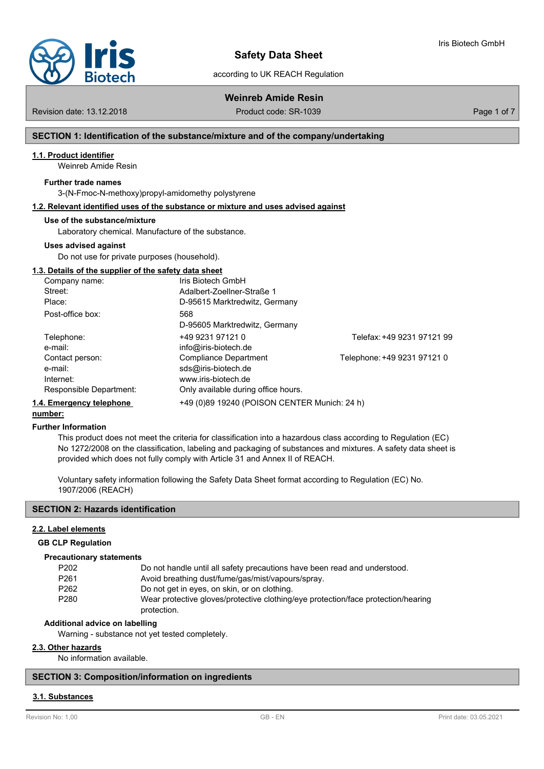# Safety Data Sheet

according to UK REACH Regulation

## Weinreb Amide Resin

Revision date: 13.12.2018 | Product code: SR-1039

## SECTION 1: Identification of the substance/mixture and of the company/undertaking

### 1.1. Product identifier

Weinreb Amide Resin

**Further trade names**

3-(N-Fmoc-N-methoxy)propyl-amidomethy polystyrene

### 1.2. Relevant identified uses of the substance or mixture and uses advised against

**Use of the substance/mixture**

Laboratory chemical. Manufacture of the substance.

**Uses advised against**

Do not use for private purposes (household).

### 1.3. Details of the supplier of the safety data sheet

| | | |
|---|---|---|
| Company name: | Iris Biotech GmbH | |
| Street: | Adalbert-Zoellner-Straße 1 | |
| Place: | D-95615 Marktredwitz, Germany | |
| Post-office box: | 568<br>D-95605 Marktredwitz, Germany | |
| Telephone: | +49 9231 97121 0 | Telefax: +49 9231 97121 99 |
| e-mail: | info@iris-biotech.de | |
| Contact person: | Compliance Department | Telephone: +49 9231 97121 0 |
| e-mail: | sds@iris-biotech.de | |
| Internet: | www.iris-biotech.de | |
| Responsible Department: | Only available during office hours. | |

### 1.4. Emergency telephone number:

+49 (0)89 19240 (POISON CENTER Munich: 24 h)

**Further Information**

This product does not meet the criteria for classification into a hazardous class according to Regulation (EC) No 1272/2008 on the classification, labeling and packaging of substances and mixtures. A safety data sheet is provided which does not fully comply with Article 31 and Annex II of REACH.

Voluntary safety information following the Safety Data Sheet format according to Regulation (EC) No. 1907/2006 (REACH)

## SECTION 2: Hazards identification

### 2.2. Label elements

**GB CLP Regulation**

**Precautionary statements**

| | |
|---|---|
| P202 | Do not handle until all safety precautions have been read and understood. |
| P261 | Avoid breathing dust/fume/gas/mist/vapours/spray. |
| P262 | Do not get in eyes, on skin, or on clothing. |
| P280 | Wear protective gloves/protective clothing/eye protection/face protection/hearing protection. |

**Additional advice on labelling**

Warning - substance not yet tested completely.

### 2.3. Other hazards

No information available.

## SECTION 3: Composition/information on ingredients

### 3.1. Substances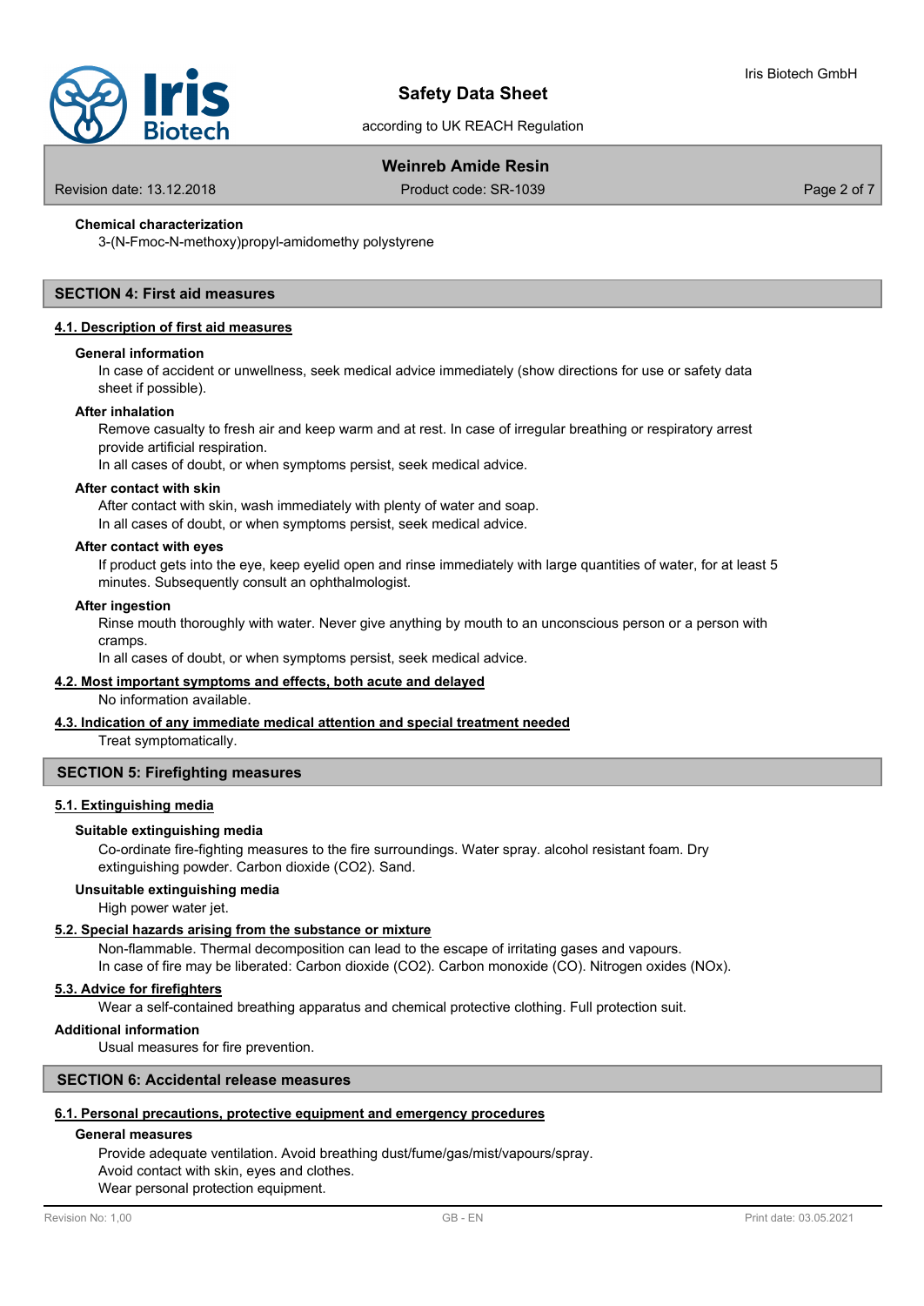**Chemical characterization**

3-(N-Fmoc-N-methoxy)propyl-amidomethy polystyrene

## SECTION 4: First aid measures

### 4.1. Description of first aid measures

**General information**

In case of accident or unwellness, seek medical advice immediately (show directions for use or safety data sheet if possible).

**After inhalation**

Remove casualty to fresh air and keep warm and at rest. In case of irregular breathing or respiratory arrest provide artificial respiration.
In all cases of doubt, or when symptoms persist, seek medical advice.

**After contact with skin**

After contact with skin, wash immediately with plenty of water and soap.
In all cases of doubt, or when symptoms persist, seek medical advice.

**After contact with eyes**

If product gets into the eye, keep eyelid open and rinse immediately with large quantities of water, for at least 5 minutes. Subsequently consult an ophthalmologist.

**After ingestion**

Rinse mouth thoroughly with water. Never give anything by mouth to an unconscious person or a person with cramps.
In all cases of doubt, or when symptoms persist, seek medical advice.

### 4.2. Most important symptoms and effects, both acute and delayed

No information available.

### 4.3. Indication of any immediate medical attention and special treatment needed

Treat symptomatically.

## SECTION 5: Firefighting measures

### 5.1. Extinguishing media

**Suitable extinguishing media**

Co-ordinate fire-fighting measures to the fire surroundings. Water spray. alcohol resistant foam. Dry extinguishing powder. Carbon dioxide ($CO_2$). Sand.

**Unsuitable extinguishing media**

High power water jet.

### 5.2. Special hazards arising from the substance or mixture

Non-flammable. Thermal decomposition can lead to the escape of irritating gases and vapours.
In case of fire may be liberated: Carbon dioxide ($CO_2$). Carbon monoxide (CO). Nitrogen oxides ($NO_x$).

### 5.3. Advice for firefighters

Wear a self-contained breathing apparatus and chemical protective clothing. Full protection suit.

**Additional information**

Usual measures for fire prevention.

## SECTION 6: Accidental release measures

### 6.1. Personal precautions, protective equipment and emergency procedures

**General measures**

Provide adequate ventilation. Avoid breathing dust/fume/gas/mist/vapours/spray.
Avoid contact with skin, eyes and clothes.
Wear personal protection equipment.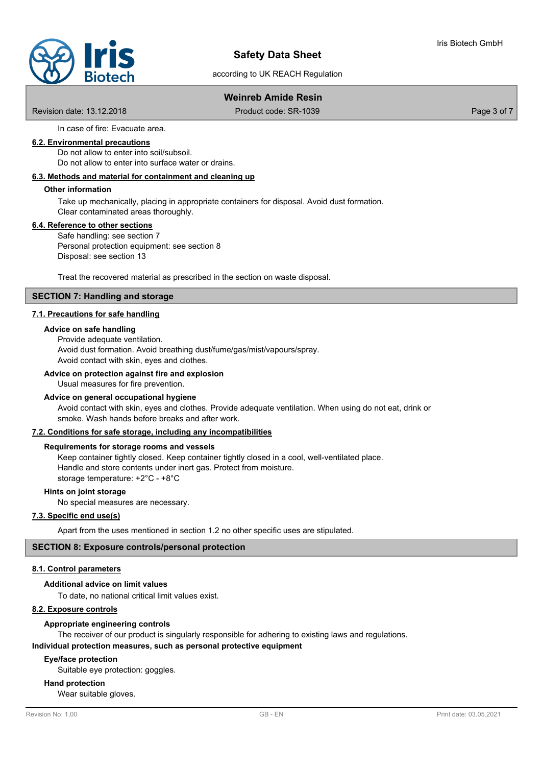In case of fire: Evacuate area.

### 6.2. Environmental precautions

Do not allow to enter into soil/subsoil.
Do not allow to enter into surface water or drains.

### 6.3. Methods and material for containment and cleaning up

**Other information**

Take up mechanically, placing in appropriate containers for disposal. Avoid dust formation.
Clear contaminated areas thoroughly.

### 6.4. Reference to other sections

Safe handling: see section 7
Personal protection equipment: see section 8
Disposal: see section 13

Treat the recovered material as prescribed in the section on waste disposal.

## SECTION 7: Handling and storage

### 7.1. Precautions for safe handling

**Advice on safe handling**

Provide adequate ventilation.
Avoid dust formation. Avoid breathing dust/fume/gas/mist/vapours/spray.
Avoid contact with skin, eyes and clothes.

**Advice on protection against fire and explosion**

Usual measures for fire prevention.

**Advice on general occupational hygiene**

Avoid contact with skin, eyes and clothes. Provide adequate ventilation. When using do not eat, drink or smoke. Wash hands before breaks and after work.

### 7.2. Conditions for safe storage, including any incompatibilities

**Requirements for storage rooms and vessels**

Keep container tightly closed. Keep container tightly closed in a cool, well-ventilated place.
Handle and store contents under inert gas. Protect from moisture.
storage temperature: +2°C - +8°C

**Hints on joint storage**

No special measures are necessary.

### 7.3. Specific end use(s)

Apart from the uses mentioned in section 1.2 no other specific uses are stipulated.

## SECTION 8: Exposure controls/personal protection

### 8.1. Control parameters

**Additional advice on limit values**

To date, no national critical limit values exist.

### 8.2. Exposure controls

**Appropriate engineering controls**

The receiver of our product is singularly responsible for adhering to existing laws and regulations.

**Individual protection measures, such as personal protective equipment**

**Eye/face protection**

Suitable eye protection: goggles.

**Hand protection**

Wear suitable gloves.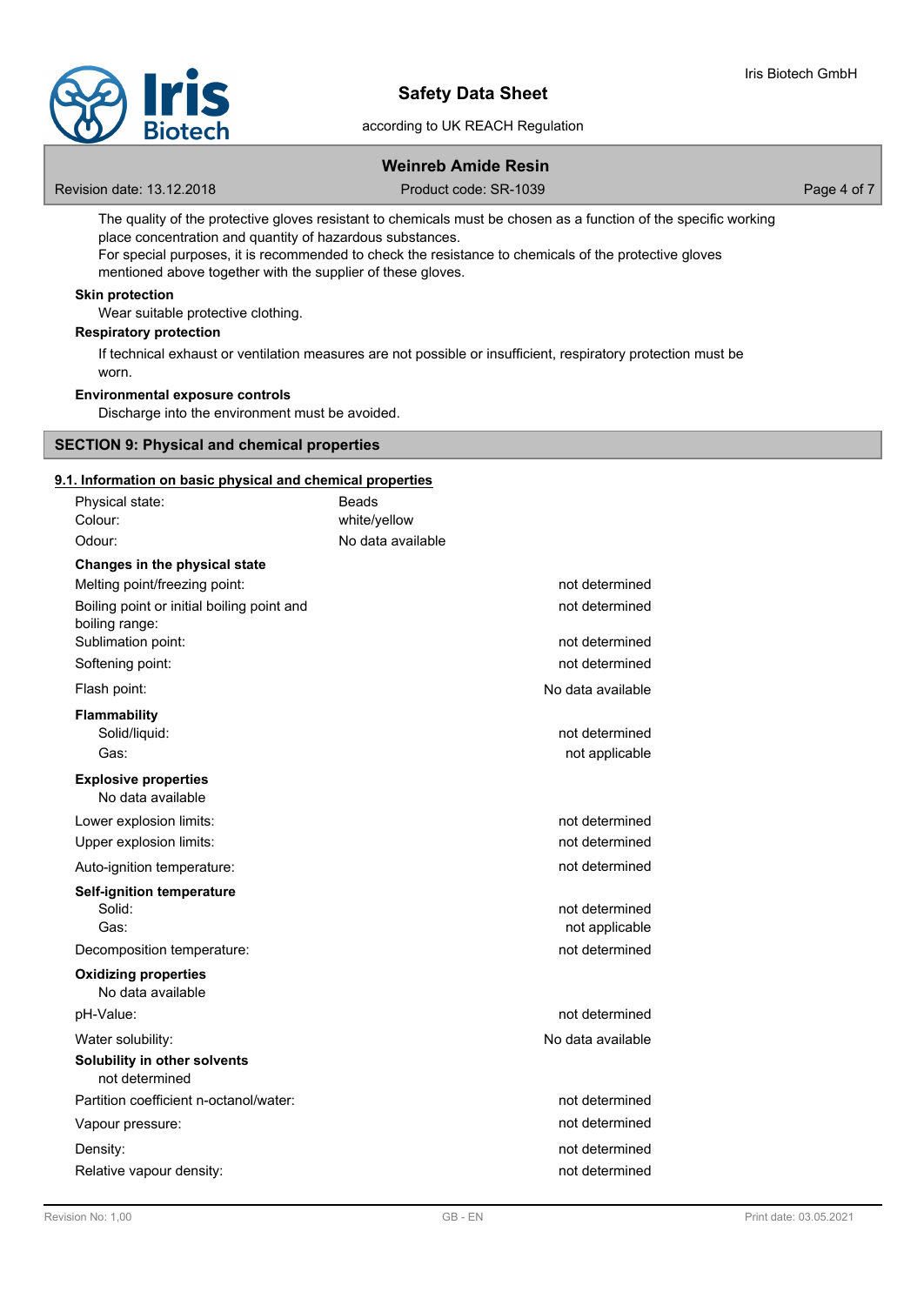The quality of the protective gloves resistant to chemicals must be chosen as a function of the specific working place concentration and quantity of hazardous substances.
For special purposes, it is recommended to check the resistance to chemicals of the protective gloves mentioned above together with the supplier of these gloves.

**Skin protection**

Wear suitable protective clothing.

**Respiratory protection**

If technical exhaust or ventilation measures are not possible or insufficient, respiratory protection must be worn.

**Environmental exposure controls**

Discharge into the environment must be avoided.

## SECTION 9: Physical and chemical properties

### 9.1. Information on basic physical and chemical properties

| Property | Value |
|---|---|
| Physical state: | Beads |
| Colour: | white/yellow |
| Odour: | No data available |

**Changes in the physical state**

| Property | Value |
|---|---|
| Melting point/freezing point: | not determined |
| Boiling point or initial boiling point and boiling range: | not determined |
| Sublimation point: | not determined |
| Softening point: | not determined |
| Flash point: | No data available |

**Flammability**

| Property | Value |
|---|---|
| Solid/liquid: | not determined |
| Gas: | not applicable |

**Explosive properties**

No data available

| Property | Value |
|---|---|
| Lower explosion limits: | not determined |
| Upper explosion limits: | not determined |
| Auto-ignition temperature: | not determined |

**Self-ignition temperature**

| Property | Value |
|---|---|
| Solid: | not determined |
| Gas: | not applicable |
| Decomposition temperature: | not determined |

**Oxidizing properties**

No data available

| Property | Value |
|---|---|
| pH-Value: | not determined |
| Water solubility: | No data available |

**Solubility in other solvents**

not determined

| Property | Value |
|---|---|
| Partition coefficient n-octanol/water: | not determined |
| Vapour pressure: | not determined |
| Density: | not determined |
| Relative vapour density: | not determined |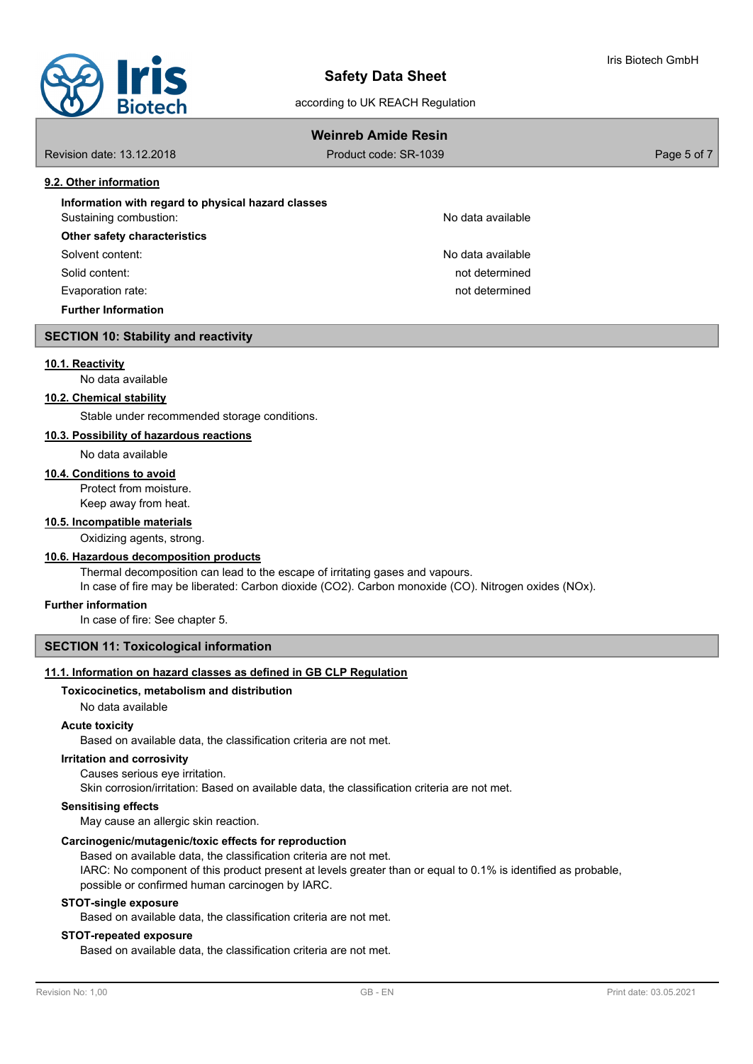### 9.2. Other information

**Information with regard to physical hazard classes**

| | |
|---|---|
| Sustaining combustion: | No data available |

**Other safety characteristics**

| | |
|---|---|
| Solvent content: | No data available |
| Solid content: | not determined |
| Evaporation rate: | not determined |

**Further Information**

## SECTION 10: Stability and reactivity

### 10.1. Reactivity

No data available

### 10.2. Chemical stability

Stable under recommended storage conditions.

### 10.3. Possibility of hazardous reactions

No data available

### 10.4. Conditions to avoid

Protect from moisture.
Keep away from heat.

### 10.5. Incompatible materials

Oxidizing agents, strong.

### 10.6. Hazardous decomposition products

Thermal decomposition can lead to the escape of irritating gases and vapours.
In case of fire may be liberated: Carbon dioxide ($CO_2$). Carbon monoxide (CO). Nitrogen oxides ($NO_x$).

**Further information**

In case of fire: See chapter 5.

## SECTION 11: Toxicological information

### 11.1. Information on hazard classes as defined in GB CLP Regulation

**Toxicocinetics, metabolism and distribution**

No data available

**Acute toxicity**

Based on available data, the classification criteria are not met.

**Irritation and corrosivity**

Causes serious eye irritation.
Skin corrosion/irritation: Based on available data, the classification criteria are not met.

**Sensitising effects**

May cause an allergic skin reaction.

**Carcinogenic/mutagenic/toxic effects for reproduction**

Based on available data, the classification criteria are not met.
IARC: No component of this product present at levels greater than or equal to 0.1% is identified as probable, possible or confirmed human carcinogen by IARC.

**STOT-single exposure**

Based on available data, the classification criteria are not met.

**STOT-repeated exposure**

Based on available data, the classification criteria are not met.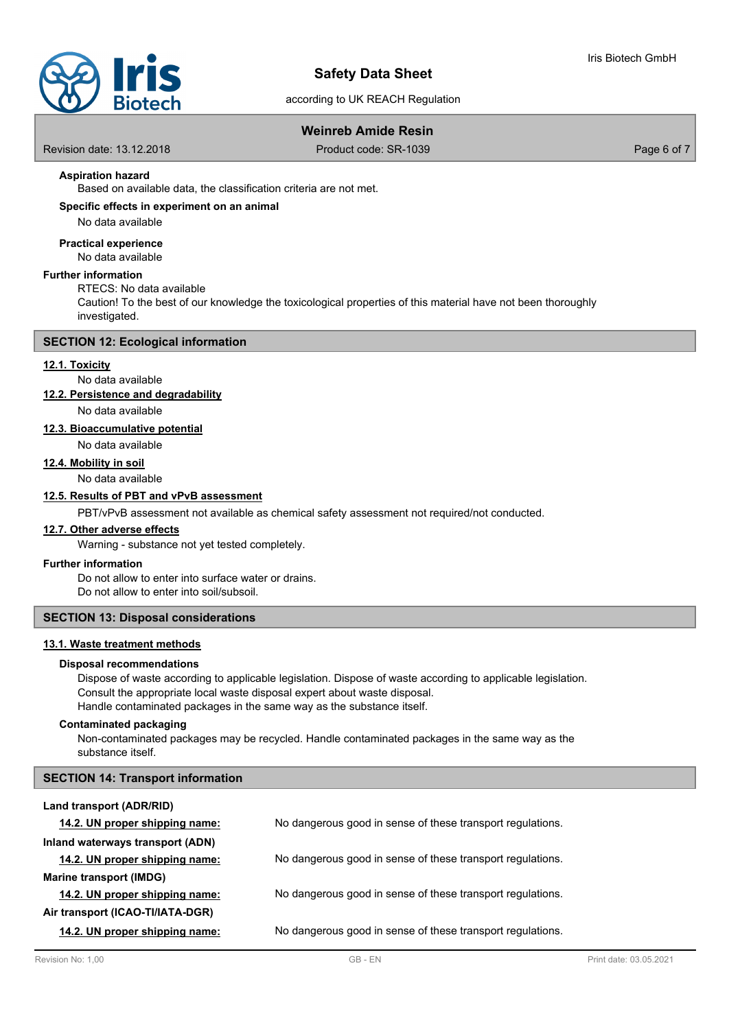#### Aspiration hazard

Based on available data, the classification criteria are not met.

#### Specific effects in experiment on an animal

No data available

#### Practical experience

No data available

### Further information

RTECS: No data available
Caution! To the best of our knowledge the toxicological properties of this material have not been thoroughly investigated.

## SECTION 12: Ecological information

### 12.1. Toxicity

No data available

### 12.2. Persistence and degradability

No data available

### 12.3. Bioaccumulative potential

No data available

### 12.4. Mobility in soil

No data available

### 12.5. Results of PBT and vPvB assessment

PBT/vPvB assessment not available as chemical safety assessment not required/not conducted.

### 12.7. Other adverse effects

Warning - substance not yet tested completely.

### Further information

Do not allow to enter into surface water or drains.
Do not allow to enter into soil/subsoil.

## SECTION 13: Disposal considerations

### 13.1. Waste treatment methods

#### Disposal recommendations

Dispose of waste according to applicable legislation. Dispose of waste according to applicable legislation.
Consult the appropriate local waste disposal expert about waste disposal.
Handle contaminated packages in the same way as the substance itself.

#### Contaminated packaging

Non-contaminated packages may be recycled. Handle contaminated packages in the same way as the substance itself.

## SECTION 14: Transport information

**Land transport (ADR/RID)**

| | |
|---|---|
| **14.2. UN proper shipping name:** | No dangerous good in sense of these transport regulations. |

**Inland waterways transport (ADN)**

| | |
|---|---|
| **14.2. UN proper shipping name:** | No dangerous good in sense of these transport regulations. |

**Marine transport (IMDG)**

| | |
|---|---|
| **14.2. UN proper shipping name:** | No dangerous good in sense of these transport regulations. |

**Air transport (ICAO-TI/IATA-DGR)**

| | |
|---|---|
| **14.2. UN proper shipping name:** | No dangerous good in sense of these transport regulations. |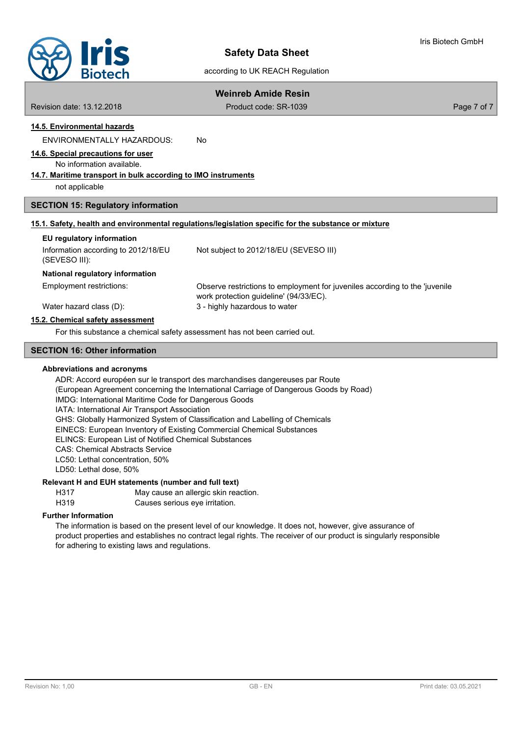### 14.5. Environmental hazards

ENVIRONMENTALLY HAZARDOUS: No

### 14.6. Special precautions for user

No information available.

### 14.7. Maritime transport in bulk according to IMO instruments

not applicable

## SECTION 15: Regulatory information

### 15.1. Safety, health and environmental regulations/legislation specific for the substance or mixture

**EU regulatory information**

| | |
|---|---|
| Information according to 2012/18/EU (SEVESO III): | Not subject to 2012/18/EU (SEVESO III) |

**National regulatory information**

| | |
|---|---|
| Employment restrictions: | Observe restrictions to employment for juveniles according to the 'juvenile work protection guideline' (94/33/EC). |
| Water hazard class (D): | 3 - highly hazardous to water |

### 15.2. Chemical safety assessment

For this substance a chemical safety assessment has not been carried out.

## SECTION 16: Other information

**Abbreviations and acronyms**

ADR: Accord européen sur le transport des marchandises dangereuses par Route
(European Agreement concerning the International Carriage of Dangerous Goods by Road)
IMDG: International Maritime Code for Dangerous Goods
IATA: International Air Transport Association
GHS: Globally Harmonized System of Classification and Labelling of Chemicals
EINECS: European Inventory of Existing Commercial Chemical Substances
ELINCS: European List of Notified Chemical Substances
CAS: Chemical Abstracts Service
LC50: Lethal concentration, 50%
LD50: Lethal dose, 50%

**Relevant H and EUH statements (number and full text)**

| | |
|---|---|
| H317 | May cause an allergic skin reaction. |
| H319 | Causes serious eye irritation. |

**Further Information**

The information is based on the present level of our knowledge. It does not, however, give assurance of product properties and establishes no contract legal rights. The receiver of our product is singularly responsible for adhering to existing laws and regulations.